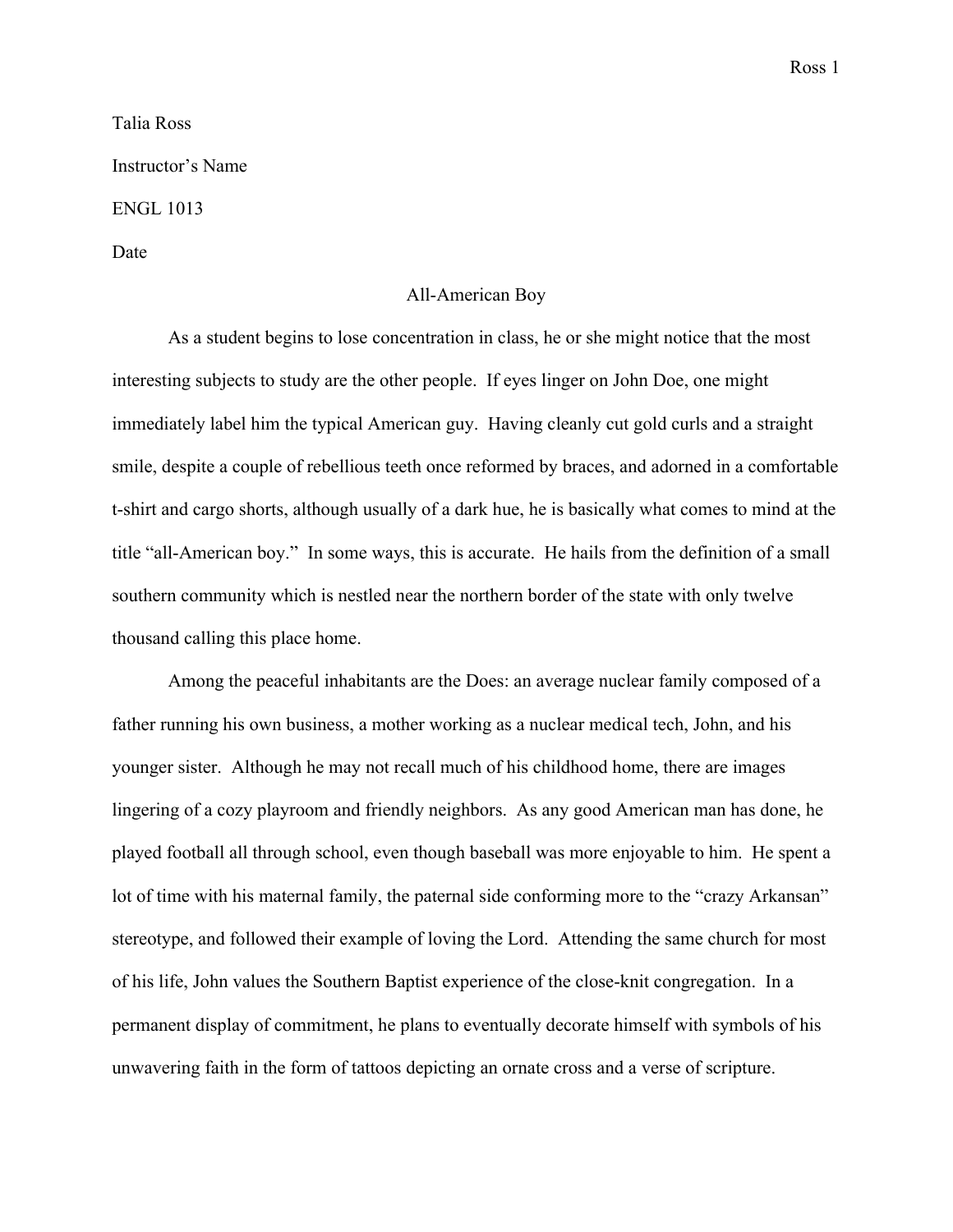Talia Ross

Instructor's Name

ENGL 1013

Date

# All-American Boy

As a student begins to lose concentration in class, he or she might notice that the most interesting subjects to study are the other people. If eyes linger on John Doe, one might immediately label him the typical American guy. Having cleanly cut gold curls and a straight smile, despite a couple of rebellious teeth once reformed by braces, and adorned in a comfortable t-shirt and cargo shorts, although usually of a dark hue, he is basically what comes to mind at the title "all-American boy." In some ways, this is accurate. He hails from the definition of a small southern community which is nestled near the northern border of the state with only twelve thousand calling this place home.

Among the peaceful inhabitants are the Does: an average nuclear family composed of a father running his own business, a mother working as a nuclear medical tech, John, and his younger sister. Although he may not recall much of his childhood home, there are images lingering of a cozy playroom and friendly neighbors. As any good American man has done, he played football all through school, even though baseball was more enjoyable to him. He spent a lot of time with his maternal family, the paternal side conforming more to the "crazy Arkansan" stereotype, and followed their example of loving the Lord. Attending the same church for most of his life, John values the Southern Baptist experience of the close-knit congregation. In a permanent display of commitment, he plans to eventually decorate himself with symbols of his unwavering faith in the form of tattoos depicting an ornate cross and a verse of scripture.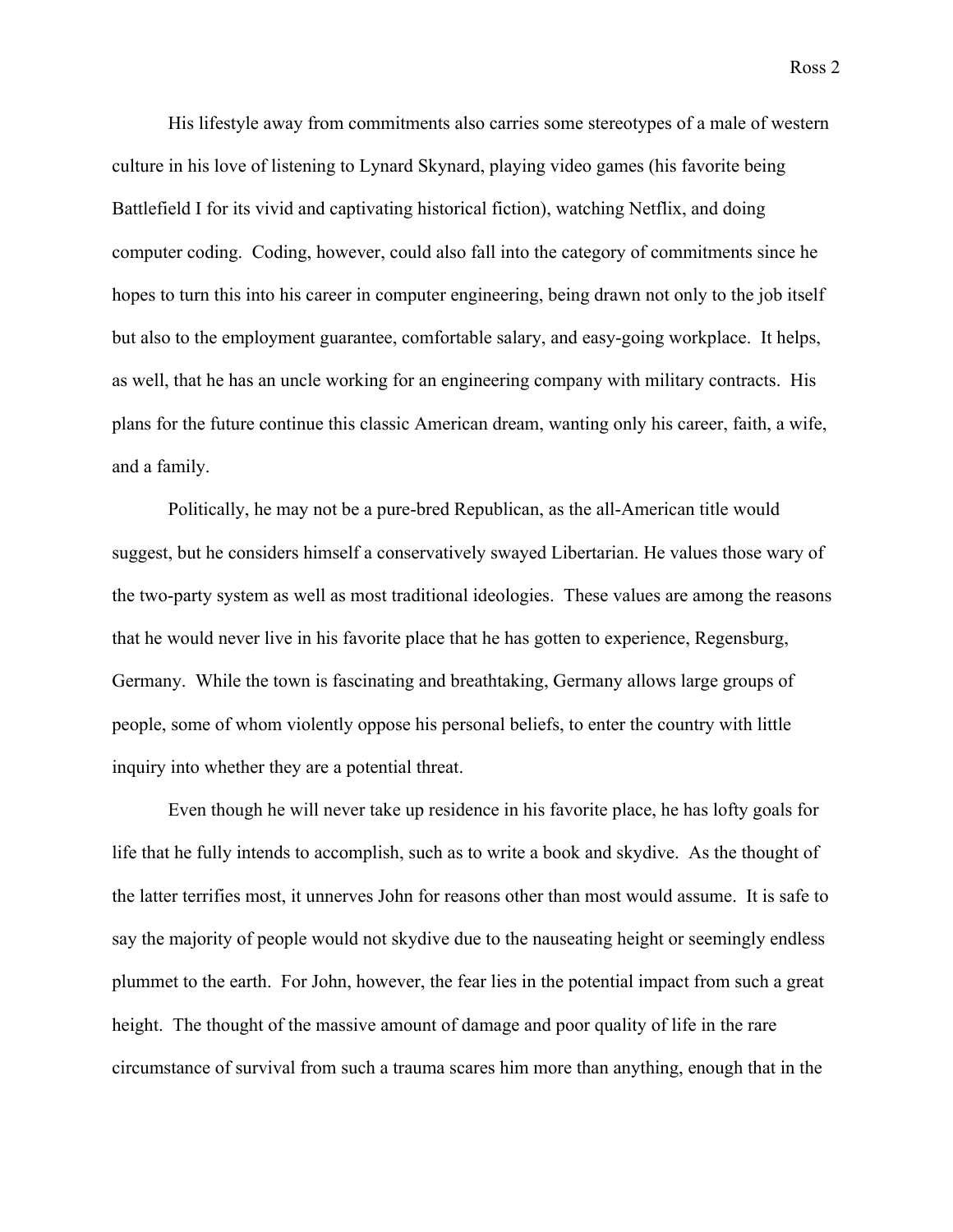His lifestyle away from commitments also carries some stereotypes of a male of western culture in his love of listening to Lynard Skynard, playing video games (his favorite being Battlefield I for its vivid and captivating historical fiction), watching Netflix, and doing computer coding. Coding, however, could also fall into the category of commitments since he hopes to turn this into his career in computer engineering, being drawn not only to the job itself but also to the employment guarantee, comfortable salary, and easy-going workplace. It helps, as well, that he has an uncle working for an engineering company with military contracts. His plans for the future continue this classic American dream, wanting only his career, faith, a wife, and a family.

Politically, he may not be a pure-bred Republican, as the all-American title would suggest, but he considers himself a conservatively swayed Libertarian. He values those wary of the two-party system as well as most traditional ideologies. These values are among the reasons that he would never live in his favorite place that he has gotten to experience, Regensburg, Germany. While the town is fascinating and breathtaking, Germany allows large groups of people, some of whom violently oppose his personal beliefs, to enter the country with little inquiry into whether they are a potential threat.

Even though he will never take up residence in his favorite place, he has lofty goals for life that he fully intends to accomplish, such as to write a book and skydive. As the thought of the latter terrifies most, it unnerves John for reasons other than most would assume. It is safe to say the majority of people would not skydive due to the nauseating height or seemingly endless plummet to the earth. For John, however, the fear lies in the potential impact from such a great height. The thought of the massive amount of damage and poor quality of life in the rare circumstance of survival from such a trauma scares him more than anything, enough that in the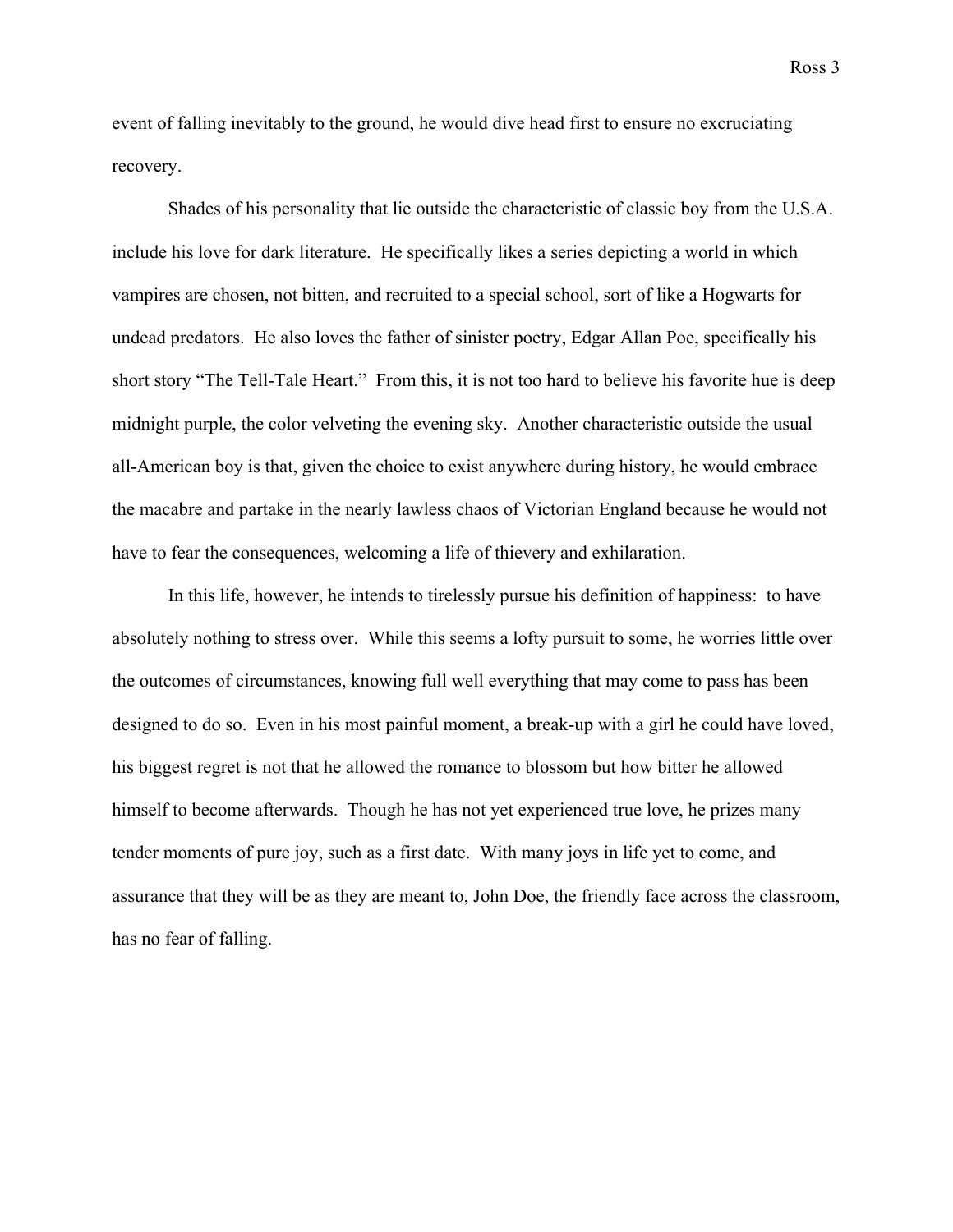event of falling inevitably to the ground, he would dive head first to ensure no excruciating recovery.

Shades of his personality that lie outside the characteristic of classic boy from the U.S.A. include his love for dark literature. He specifically likes a series depicting a world in which vampires are chosen, not bitten, and recruited to a special school, sort of like a Hogwarts for undead predators. He also loves the father of sinister poetry, Edgar Allan Poe, specifically his short story "The Tell-Tale Heart." From this, it is not too hard to believe his favorite hue is deep midnight purple, the color velveting the evening sky. Another characteristic outside the usual all-American boy is that, given the choice to exist anywhere during history, he would embrace the macabre and partake in the nearly lawless chaos of Victorian England because he would not have to fear the consequences, welcoming a life of thievery and exhilaration.

In this life, however, he intends to tirelessly pursue his definition of happiness: to have absolutely nothing to stress over. While this seems a lofty pursuit to some, he worries little over the outcomes of circumstances, knowing full well everything that may come to pass has been designed to do so. Even in his most painful moment, a break-up with a girl he could have loved, his biggest regret is not that he allowed the romance to blossom but how bitter he allowed himself to become afterwards. Though he has not yet experienced true love, he prizes many tender moments of pure joy, such as a first date. With many joys in life yet to come, and assurance that they will be as they are meant to, John Doe, the friendly face across the classroom, has no fear of falling.